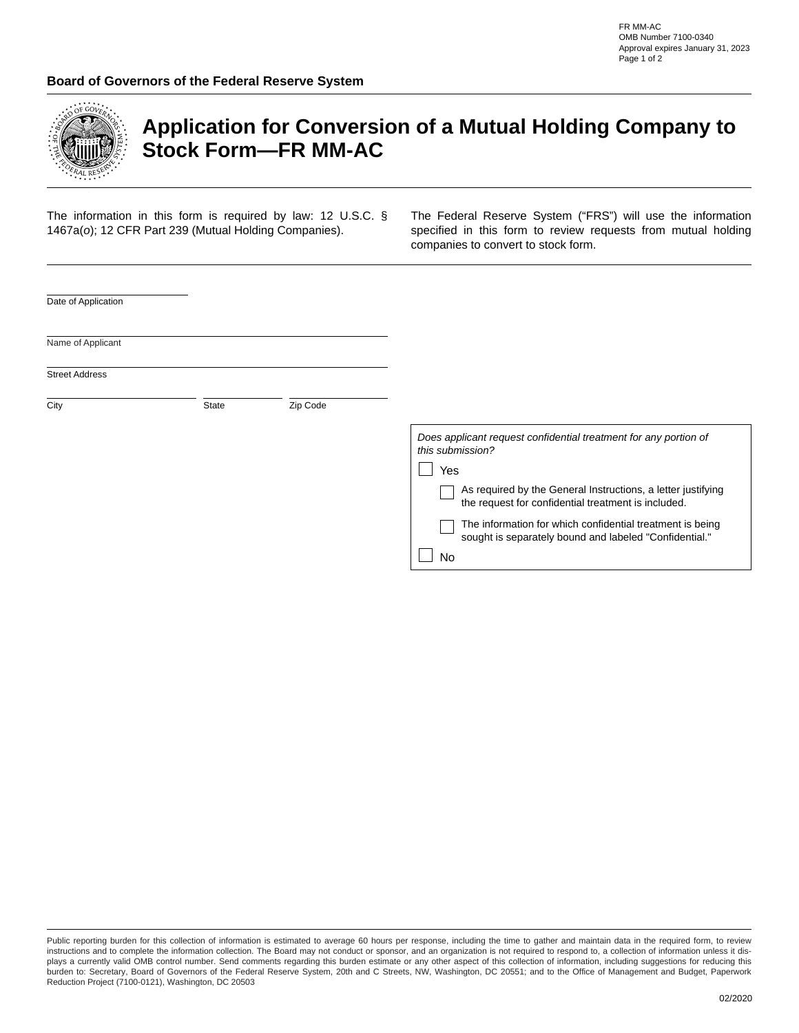FR MM-AC
OMB Number 7100-0340
Approval expires January 31, 2023

**Board of Governors of the Federal Reserve System**

# Application for Conversion of a Mutual Holding Company to Stock Form—FR MM-AC

The information in this form is required by law: 12 U.S.C. § 1467a(*o*); 12 CFR Part 239 (Mutual Holding Companies).

The Federal Reserve System ("FRS") will use the information specified in this form to review requests from mutual holding companies to convert to stock form.

Date of Application: ______________________

Name of Applicant: ______________________

Street Address: ______________________

City: ______________________ State: ____________ Zip Code: ____________

*Does applicant request confidential treatment for any portion of this submission?*

- ☐ Yes
  - ☐ As required by the General Instructions, a letter justifying the request for confidential treatment is included.
  - ☐ The information for which confidential treatment is being sought is separately bound and labeled "Confidential."
- ☐ No

Public reporting burden for this collection of information is estimated to average 60 hours per response, including the time to gather and maintain data in the required form, to review instructions and to complete the information collection. The Board may not conduct or sponsor, and an organization is not required to respond to, a collection of information unless it displays a currently valid OMB control number. Send comments regarding this burden estimate or any other aspect of this collection of information, including suggestions for reducing this burden to: Secretary, Board of Governors of the Federal Reserve System, 20th and C Streets, NW, Washington, DC 20551; and to the Office of Management and Budget, Paperwork Reduction Project (7100-0121), Washington, DC 20503

02/2020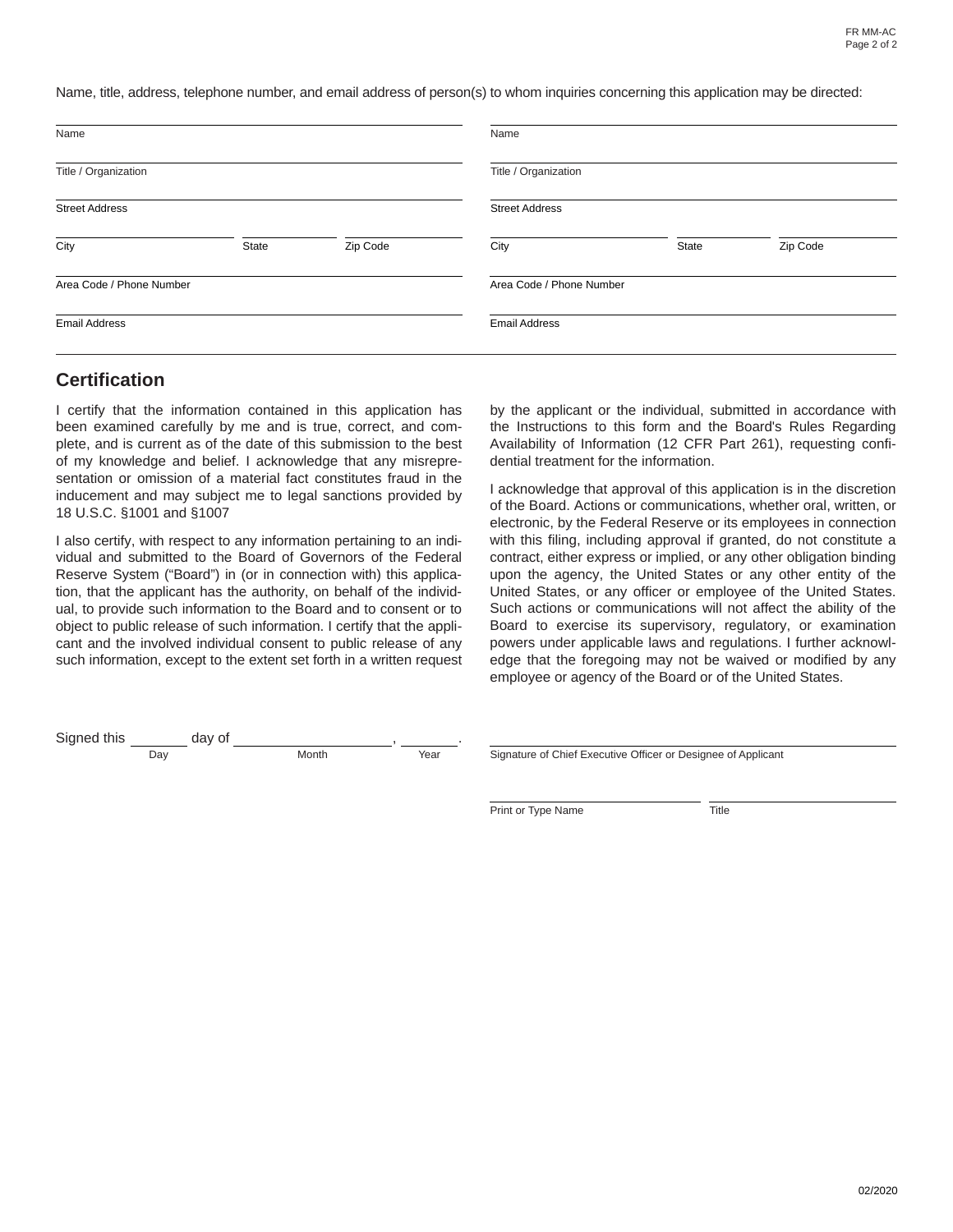Name, title, address, telephone number, and email address of person(s) to whom inquiries concerning this application may be directed:

| | |
|---|---|
| Name | Name |
| Title / Organization | Title / Organization |
| Street Address | Street Address |
| City State Zip Code | City State Zip Code |
| Area Code / Phone Number | Area Code / Phone Number |
| Email Address | Email Address |

## Certification

I certify that the information contained in this application has been examined carefully by me and is true, correct, and complete, and is current as of the date of this submission to the best of my knowledge and belief. I acknowledge that any misrepresentation or omission of a material fact constitutes fraud in the inducement and may subject me to legal sanctions provided by 18 U.S.C. §1001 and §1007

I also certify, with respect to any information pertaining to an individual and submitted to the Board of Governors of the Federal Reserve System ("Board") in (or in connection with) this application, that the applicant has the authority, on behalf of the individual, to provide such information to the Board and to consent or to object to public release of such information. I certify that the applicant and the involved individual consent to public release of any such information, except to the extent set forth in a written request by the applicant or the individual, submitted in accordance with the Instructions to this form and the Board's Rules Regarding Availability of Information (12 CFR Part 261), requesting confidential treatment for the information.

I acknowledge that approval of this application is in the discretion of the Board. Actions or communications, whether oral, written, or electronic, by the Federal Reserve or its employees in connection with this filing, including approval if granted, do not constitute a contract, either express or implied, or any other obligation binding upon the agency, the United States or any other entity of the United States, or any officer or employee of the United States. Such actions or communications will not affect the ability of the Board to exercise its supervisory, regulatory, or examination powers under applicable laws and regulations. I further acknowledge that the foregoing may not be waived or modified by any employee or agency of the Board or of the United States.

Signed this ________ day of ____________________, ________.
Day Month Year

Signature of Chief Executive Officer or Designee of Applicant

Print or Type Name Title

02/2020